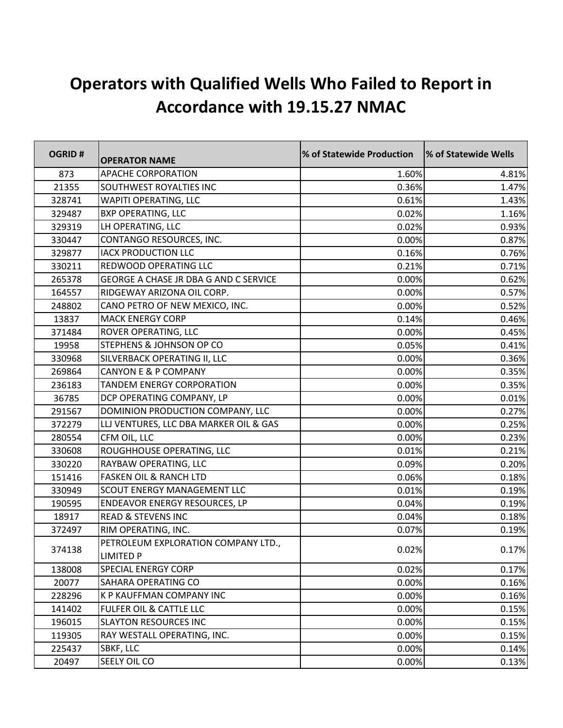# Operators with Qualified Wells Who Failed to Report in Accordance with 19.15.27 NMAC

| OGRID # | OPERATOR NAME | % of Statewide Production | % of Statewide Wells |
|---|---|---|---|
| 873 | APACHE CORPORATION | 1.60% | 4.81% |
| 21355 | SOUTHWEST ROYALTIES INC | 0.36% | 1.47% |
| 328741 | WAPITI OPERATING, LLC | 0.61% | 1.43% |
| 329487 | BXP OPERATING, LLC | 0.02% | 1.16% |
| 329319 | LH OPERATING, LLC | 0.02% | 0.93% |
| 330447 | CONTANGO RESOURCES, INC. | 0.00% | 0.87% |
| 329877 | IACX PRODUCTION LLC | 0.16% | 0.76% |
| 330211 | REDWOOD OPERATING LLC | 0.21% | 0.71% |
| 265378 | GEORGE A CHASE JR DBA G AND C SERVICE | 0.00% | 0.62% |
| 164557 | RIDGEWAY ARIZONA OIL CORP. | 0.00% | 0.57% |
| 248802 | CANO PETRO OF NEW MEXICO, INC. | 0.00% | 0.52% |
| 13837 | MACK ENERGY CORP | 0.14% | 0.46% |
| 371484 | ROVER OPERATING, LLC | 0.00% | 0.45% |
| 19958 | STEPHENS & JOHNSON OP CO | 0.05% | 0.41% |
| 330968 | SILVERBACK OPERATING II, LLC | 0.00% | 0.36% |
| 269864 | CANYON E & P COMPANY | 0.00% | 0.35% |
| 236183 | TANDEM ENERGY CORPORATION | 0.00% | 0.35% |
| 36785 | DCP OPERATING COMPANY, LP | 0.00% | 0.01% |
| 291567 | DOMINION PRODUCTION COMPANY, LLC | 0.00% | 0.27% |
| 372279 | LLJ VENTURES, LLC DBA MARKER OIL & GAS | 0.00% | 0.25% |
| 280554 | CFM OIL, LLC | 0.00% | 0.23% |
| 330608 | ROUGHHOUSE OPERATING, LLC | 0.01% | 0.21% |
| 330220 | RAYBAW OPERATING, LLC | 0.09% | 0.20% |
| 151416 | FASKEN OIL & RANCH LTD | 0.06% | 0.18% |
| 330949 | SCOUT ENERGY MANAGEMENT LLC | 0.01% | 0.19% |
| 190595 | ENDEAVOR ENERGY RESOURCES, LP | 0.04% | 0.19% |
| 18917 | READ & STEVENS INC | 0.04% | 0.18% |
| 372497 | RIM OPERATING, INC. | 0.07% | 0.19% |
| 374138 | PETROLEUM EXPLORATION COMPANY LTD., LIMITED P | 0.02% | 0.17% |
| 138008 | SPECIAL ENERGY CORP | 0.02% | 0.17% |
| 20077 | SAHARA OPERATING CO | 0.00% | 0.16% |
| 228296 | K P KAUFFMAN COMPANY INC | 0.00% | 0.16% |
| 141402 | FULFER OIL & CATTLE LLC | 0.00% | 0.15% |
| 196015 | SLAYTON RESOURCES INC | 0.00% | 0.15% |
| 119305 | RAY WESTALL OPERATING, INC. | 0.00% | 0.15% |
| 225437 | SBKF, LLC | 0.00% | 0.14% |
| 20497 | SEELY OIL CO | 0.00% | 0.13% |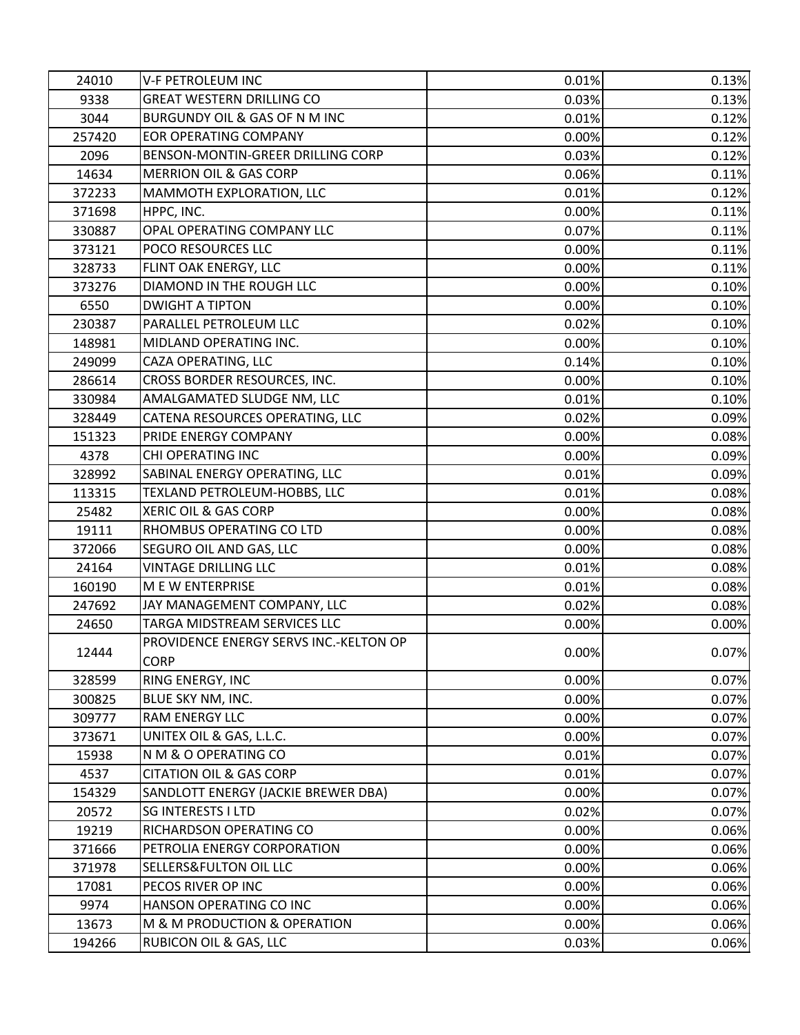| | | | |
|---|---|---|---|
| 24010 | V-F PETROLEUM INC | 0.01% | 0.13% |
| 9338 | GREAT WESTERN DRILLING CO | 0.03% | 0.13% |
| 3044 | BURGUNDY OIL & GAS OF N M INC | 0.01% | 0.12% |
| 257420 | EOR OPERATING COMPANY | 0.00% | 0.12% |
| 2096 | BENSON-MONTIN-GREER DRILLING CORP | 0.03% | 0.12% |
| 14634 | MERRION OIL & GAS CORP | 0.06% | 0.11% |
| 372233 | MAMMOTH EXPLORATION, LLC | 0.01% | 0.12% |
| 371698 | HPPC, INC. | 0.00% | 0.11% |
| 330887 | OPAL OPERATING COMPANY LLC | 0.07% | 0.11% |
| 373121 | POCO RESOURCES LLC | 0.00% | 0.11% |
| 328733 | FLINT OAK ENERGY, LLC | 0.00% | 0.11% |
| 373276 | DIAMOND IN THE ROUGH LLC | 0.00% | 0.10% |
| 6550 | DWIGHT A TIPTON | 0.00% | 0.10% |
| 230387 | PARALLEL PETROLEUM LLC | 0.02% | 0.10% |
| 148981 | MIDLAND OPERATING INC. | 0.00% | 0.10% |
| 249099 | CAZA OPERATING, LLC | 0.14% | 0.10% |
| 286614 | CROSS BORDER RESOURCES, INC. | 0.00% | 0.10% |
| 330984 | AMALGAMATED SLUDGE NM, LLC | 0.01% | 0.10% |
| 328449 | CATENA RESOURCES OPERATING, LLC | 0.02% | 0.09% |
| 151323 | PRIDE ENERGY COMPANY | 0.00% | 0.08% |
| 4378 | CHI OPERATING INC | 0.00% | 0.09% |
| 328992 | SABINAL ENERGY OPERATING, LLC | 0.01% | 0.09% |
| 113315 | TEXLAND PETROLEUM-HOBBS, LLC | 0.01% | 0.08% |
| 25482 | XERIC OIL & GAS CORP | 0.00% | 0.08% |
| 19111 | RHOMBUS OPERATING CO LTD | 0.00% | 0.08% |
| 372066 | SEGURO OIL AND GAS, LLC | 0.00% | 0.08% |
| 24164 | VINTAGE DRILLING LLC | 0.01% | 0.08% |
| 160190 | M E W ENTERPRISE | 0.01% | 0.08% |
| 247692 | JAY MANAGEMENT COMPANY, LLC | 0.02% | 0.08% |
| 24650 | TARGA MIDSTREAM SERVICES LLC | 0.00% | 0.00% |
| 12444 | PROVIDENCE ENERGY SERVS INC.-KELTON OP CORP | 0.00% | 0.07% |
| 328599 | RING ENERGY, INC | 0.00% | 0.07% |
| 300825 | BLUE SKY NM, INC. | 0.00% | 0.07% |
| 309777 | RAM ENERGY LLC | 0.00% | 0.07% |
| 373671 | UNITEX OIL & GAS, L.L.C. | 0.00% | 0.07% |
| 15938 | N M & O OPERATING CO | 0.01% | 0.07% |
| 4537 | CITATION OIL & GAS CORP | 0.01% | 0.07% |
| 154329 | SANDLOTT ENERGY (JACKIE BREWER DBA) | 0.00% | 0.07% |
| 20572 | SG INTERESTS I LTD | 0.02% | 0.07% |
| 19219 | RICHARDSON OPERATING CO | 0.00% | 0.06% |
| 371666 | PETROLIA ENERGY CORPORATION | 0.00% | 0.06% |
| 371978 | SELLERS&FULTON OIL LLC | 0.00% | 0.06% |
| 17081 | PECOS RIVER OP INC | 0.00% | 0.06% |
| 9974 | HANSON OPERATING CO INC | 0.00% | 0.06% |
| 13673 | M & M PRODUCTION & OPERATION | 0.00% | 0.06% |
| 194266 | RUBICON OIL & GAS, LLC | 0.03% | 0.06% |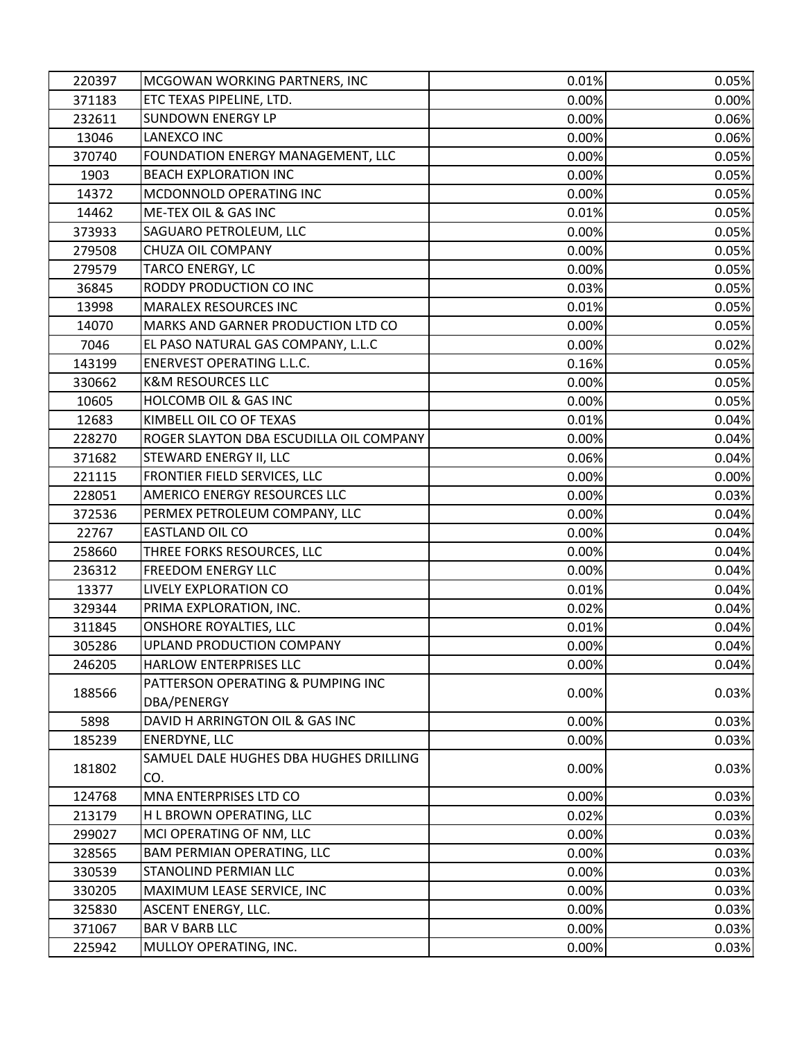| | | | |
|---|---|---|---|
| 220397 | MCGOWAN WORKING PARTNERS, INC | 0.01% | 0.05% |
| 371183 | ETC TEXAS PIPELINE, LTD. | 0.00% | 0.00% |
| 232611 | SUNDOWN ENERGY LP | 0.00% | 0.06% |
| 13046 | LANEXCO INC | 0.00% | 0.06% |
| 370740 | FOUNDATION ENERGY MANAGEMENT, LLC | 0.00% | 0.05% |
| 1903 | BEACH EXPLORATION INC | 0.00% | 0.05% |
| 14372 | MCDONNOLD OPERATING INC | 0.00% | 0.05% |
| 14462 | ME-TEX OIL & GAS INC | 0.01% | 0.05% |
| 373933 | SAGUARO PETROLEUM, LLC | 0.00% | 0.05% |
| 279508 | CHUZA OIL COMPANY | 0.00% | 0.05% |
| 279579 | TARCO ENERGY, LC | 0.00% | 0.05% |
| 36845 | RODDY PRODUCTION CO INC | 0.03% | 0.05% |
| 13998 | MARALEX RESOURCES INC | 0.01% | 0.05% |
| 14070 | MARKS AND GARNER PRODUCTION LTD CO | 0.00% | 0.05% |
| 7046 | EL PASO NATURAL GAS COMPANY, L.L.C | 0.00% | 0.02% |
| 143199 | ENERVEST OPERATING L.L.C. | 0.16% | 0.05% |
| 330662 | K&M RESOURCES LLC | 0.00% | 0.05% |
| 10605 | HOLCOMB OIL & GAS INC | 0.00% | 0.05% |
| 12683 | KIMBELL OIL CO OF TEXAS | 0.01% | 0.04% |
| 228270 | ROGER SLAYTON DBA ESCUDILLA OIL COMPANY | 0.00% | 0.04% |
| 371682 | STEWARD ENERGY II, LLC | 0.06% | 0.04% |
| 221115 | FRONTIER FIELD SERVICES, LLC | 0.00% | 0.00% |
| 228051 | AMERICO ENERGY RESOURCES LLC | 0.00% | 0.03% |
| 372536 | PERMEX PETROLEUM COMPANY, LLC | 0.00% | 0.04% |
| 22767 | EASTLAND OIL CO | 0.00% | 0.04% |
| 258660 | THREE FORKS RESOURCES, LLC | 0.00% | 0.04% |
| 236312 | FREEDOM ENERGY LLC | 0.00% | 0.04% |
| 13377 | LIVELY EXPLORATION CO | 0.01% | 0.04% |
| 329344 | PRIMA EXPLORATION, INC. | 0.02% | 0.04% |
| 311845 | ONSHORE ROYALTIES, LLC | 0.01% | 0.04% |
| 305286 | UPLAND PRODUCTION COMPANY | 0.00% | 0.04% |
| 246205 | HARLOW ENTERPRISES LLC | 0.00% | 0.04% |
| 188566 | PATTERSON OPERATING & PUMPING INC DBA/PENERGY | 0.00% | 0.03% |
| 5898 | DAVID H ARRINGTON OIL & GAS INC | 0.00% | 0.03% |
| 185239 | ENERDYNE, LLC | 0.00% | 0.03% |
| 181802 | SAMUEL DALE HUGHES DBA HUGHES DRILLING CO. | 0.00% | 0.03% |
| 124768 | MNA ENTERPRISES LTD CO | 0.00% | 0.03% |
| 213179 | H L BROWN OPERATING, LLC | 0.02% | 0.03% |
| 299027 | MCI OPERATING OF NM, LLC | 0.00% | 0.03% |
| 328565 | BAM PERMIAN OPERATING, LLC | 0.00% | 0.03% |
| 330539 | STANOLIND PERMIAN LLC | 0.00% | 0.03% |
| 330205 | MAXIMUM LEASE SERVICE, INC | 0.00% | 0.03% |
| 325830 | ASCENT ENERGY, LLC. | 0.00% | 0.03% |
| 371067 | BAR V BARB LLC | 0.00% | 0.03% |
| 225942 | MULLOY OPERATING, INC. | 0.00% | 0.03% |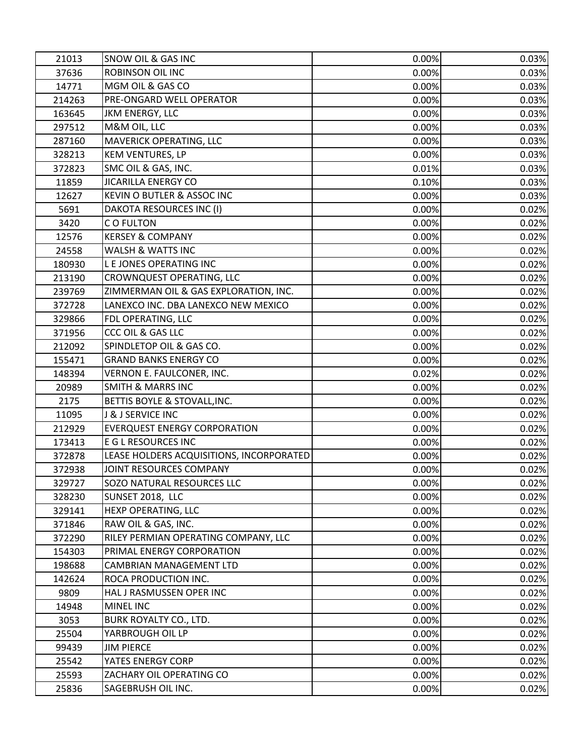| 21013 | SNOW OIL & GAS INC | 0.00% | 0.03% |
|---|---|---|---|
| 37636 | ROBINSON OIL INC | 0.00% | 0.03% |
| 14771 | MGM OIL & GAS CO | 0.00% | 0.03% |
| 214263 | PRE-ONGARD WELL OPERATOR | 0.00% | 0.03% |
| 163645 | JKM ENERGY, LLC | 0.00% | 0.03% |
| 297512 | M&M OIL, LLC | 0.00% | 0.03% |
| 287160 | MAVERICK OPERATING, LLC | 0.00% | 0.03% |
| 328213 | KEM VENTURES, LP | 0.00% | 0.03% |
| 372823 | SMC OIL & GAS, INC. | 0.01% | 0.03% |
| 11859 | JICARILLA ENERGY CO | 0.10% | 0.03% |
| 12627 | KEVIN O BUTLER & ASSOC INC | 0.00% | 0.03% |
| 5691 | DAKOTA RESOURCES INC (I) | 0.00% | 0.02% |
| 3420 | C O FULTON | 0.00% | 0.02% |
| 12576 | KERSEY & COMPANY | 0.00% | 0.02% |
| 24558 | WALSH & WATTS INC | 0.00% | 0.02% |
| 180930 | L E JONES OPERATING INC | 0.00% | 0.02% |
| 213190 | CROWNQUEST OPERATING, LLC | 0.00% | 0.02% |
| 239769 | ZIMMERMAN OIL & GAS EXPLORATION, INC. | 0.00% | 0.02% |
| 372728 | LANEXCO INC. DBA LANEXCO NEW MEXICO | 0.00% | 0.02% |
| 329866 | FDL OPERATING, LLC | 0.00% | 0.02% |
| 371956 | CCC OIL & GAS LLC | 0.00% | 0.02% |
| 212092 | SPINDLETOP OIL & GAS CO. | 0.00% | 0.02% |
| 155471 | GRAND BANKS ENERGY CO | 0.00% | 0.02% |
| 148394 | VERNON E. FAULCONER, INC. | 0.02% | 0.02% |
| 20989 | SMITH & MARRS INC | 0.00% | 0.02% |
| 2175 | BETTIS BOYLE & STOVALL,INC. | 0.00% | 0.02% |
| 11095 | J & J SERVICE INC | 0.00% | 0.02% |
| 212929 | EVERQUEST ENERGY CORPORATION | 0.00% | 0.02% |
| 173413 | E G L RESOURCES INC | 0.00% | 0.02% |
| 372878 | LEASE HOLDERS ACQUISITIONS, INCORPORATED | 0.00% | 0.02% |
| 372938 | JOINT RESOURCES COMPANY | 0.00% | 0.02% |
| 329727 | SOZO NATURAL RESOURCES LLC | 0.00% | 0.02% |
| 328230 | SUNSET 2018, LLC | 0.00% | 0.02% |
| 329141 | HEXP OPERATING, LLC | 0.00% | 0.02% |
| 371846 | RAW OIL & GAS, INC. | 0.00% | 0.02% |
| 372290 | RILEY PERMIAN OPERATING COMPANY, LLC | 0.00% | 0.02% |
| 154303 | PRIMAL ENERGY CORPORATION | 0.00% | 0.02% |
| 198688 | CAMBRIAN MANAGEMENT LTD | 0.00% | 0.02% |
| 142624 | ROCA PRODUCTION INC. | 0.00% | 0.02% |
| 9809 | HAL J RASMUSSEN OPER INC | 0.00% | 0.02% |
| 14948 | MINEL INC | 0.00% | 0.02% |
| 3053 | BURK ROYALTY CO., LTD. | 0.00% | 0.02% |
| 25504 | YARBROUGH OIL LP | 0.00% | 0.02% |
| 99439 | JIM PIERCE | 0.00% | 0.02% |
| 25542 | YATES ENERGY CORP | 0.00% | 0.02% |
| 25593 | ZACHARY OIL OPERATING CO | 0.00% | 0.02% |
| 25836 | SAGEBRUSH OIL INC. | 0.00% | 0.02% |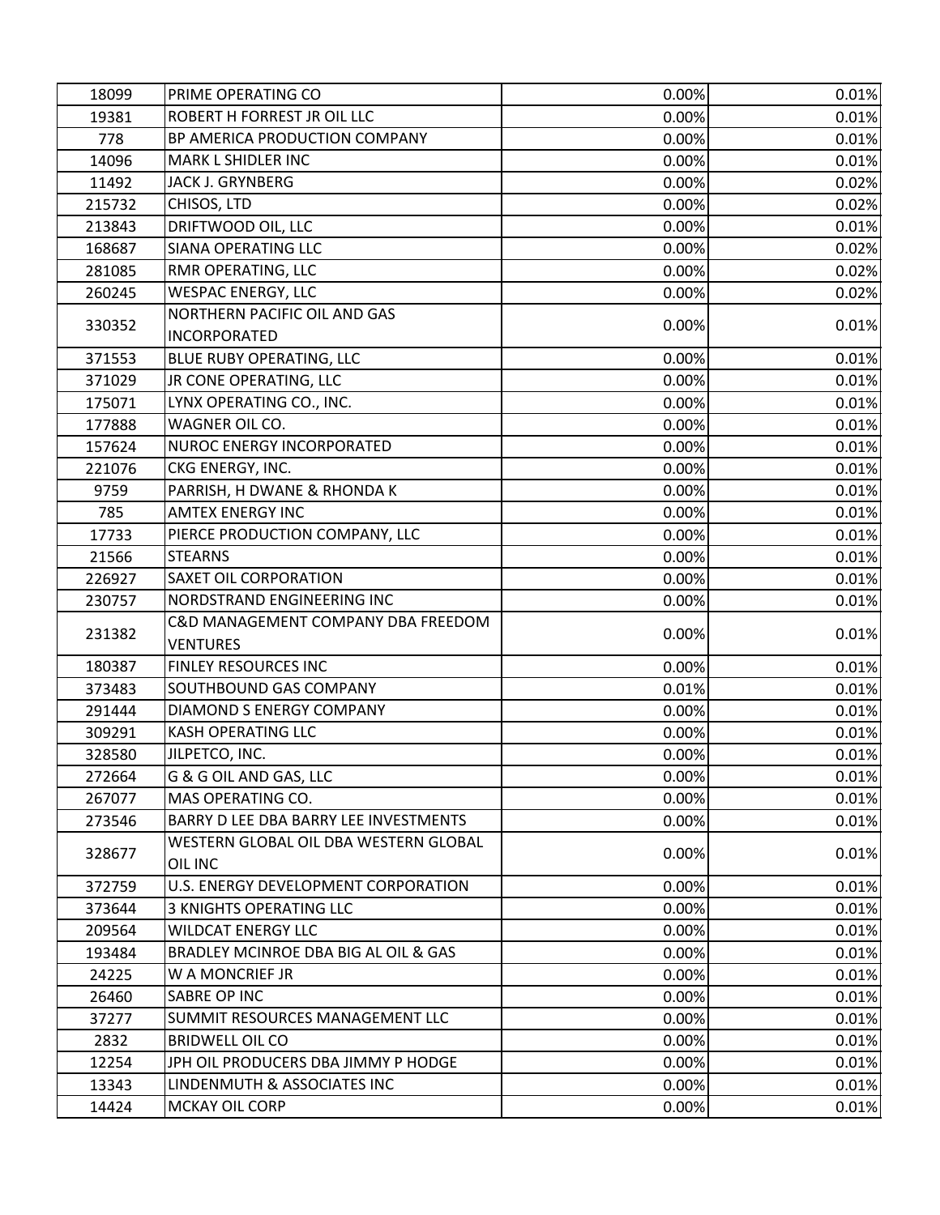| | | | |
|---|---|---|---|
| 18099 | PRIME OPERATING CO | 0.00% | 0.01% |
| 19381 | ROBERT H FORREST JR OIL LLC | 0.00% | 0.01% |
| 778 | BP AMERICA PRODUCTION COMPANY | 0.00% | 0.01% |
| 14096 | MARK L SHIDLER INC | 0.00% | 0.01% |
| 11492 | JACK J. GRYNBERG | 0.00% | 0.02% |
| 215732 | CHISOS, LTD | 0.00% | 0.02% |
| 213843 | DRIFTWOOD OIL, LLC | 0.00% | 0.01% |
| 168687 | SIANA OPERATING LLC | 0.00% | 0.02% |
| 281085 | RMR OPERATING, LLC | 0.00% | 0.02% |
| 260245 | WESPAC ENERGY, LLC | 0.00% | 0.02% |
| 330352 | NORTHERN PACIFIC OIL AND GAS INCORPORATED | 0.00% | 0.01% |
| 371553 | BLUE RUBY OPERATING, LLC | 0.00% | 0.01% |
| 371029 | JR CONE OPERATING, LLC | 0.00% | 0.01% |
| 175071 | LYNX OPERATING CO., INC. | 0.00% | 0.01% |
| 177888 | WAGNER OIL CO. | 0.00% | 0.01% |
| 157624 | NUROC ENERGY INCORPORATED | 0.00% | 0.01% |
| 221076 | CKG ENERGY, INC. | 0.00% | 0.01% |
| 9759 | PARRISH, H DWANE & RHONDA K | 0.00% | 0.01% |
| 785 | AMTEX ENERGY INC | 0.00% | 0.01% |
| 17733 | PIERCE PRODUCTION COMPANY, LLC | 0.00% | 0.01% |
| 21566 | STEARNS | 0.00% | 0.01% |
| 226927 | SAXET OIL CORPORATION | 0.00% | 0.01% |
| 230757 | NORDSTRAND ENGINEERING INC | 0.00% | 0.01% |
| 231382 | C&D MANAGEMENT COMPANY DBA FREEDOM VENTURES | 0.00% | 0.01% |
| 180387 | FINLEY RESOURCES INC | 0.00% | 0.01% |
| 373483 | SOUTHBOUND GAS COMPANY | 0.01% | 0.01% |
| 291444 | DIAMOND S ENERGY COMPANY | 0.00% | 0.01% |
| 309291 | KASH OPERATING LLC | 0.00% | 0.01% |
| 328580 | JILPETCO, INC. | 0.00% | 0.01% |
| 272664 | G & G OIL AND GAS, LLC | 0.00% | 0.01% |
| 267077 | MAS OPERATING CO. | 0.00% | 0.01% |
| 273546 | BARRY D LEE DBA BARRY LEE INVESTMENTS | 0.00% | 0.01% |
| 328677 | WESTERN GLOBAL OIL DBA WESTERN GLOBAL OIL INC | 0.00% | 0.01% |
| 372759 | U.S. ENERGY DEVELOPMENT CORPORATION | 0.00% | 0.01% |
| 373644 | 3 KNIGHTS OPERATING LLC | 0.00% | 0.01% |
| 209564 | WILDCAT ENERGY LLC | 0.00% | 0.01% |
| 193484 | BRADLEY MCINROE DBA BIG AL OIL & GAS | 0.00% | 0.01% |
| 24225 | W A MONCRIEF JR | 0.00% | 0.01% |
| 26460 | SABRE OP INC | 0.00% | 0.01% |
| 37277 | SUMMIT RESOURCES MANAGEMENT LLC | 0.00% | 0.01% |
| 2832 | BRIDWELL OIL CO | 0.00% | 0.01% |
| 12254 | JPH OIL PRODUCERS DBA JIMMY P HODGE | 0.00% | 0.01% |
| 13343 | LINDENMUTH & ASSOCIATES INC | 0.00% | 0.01% |
| 14424 | MCKAY OIL CORP | 0.00% | 0.01% |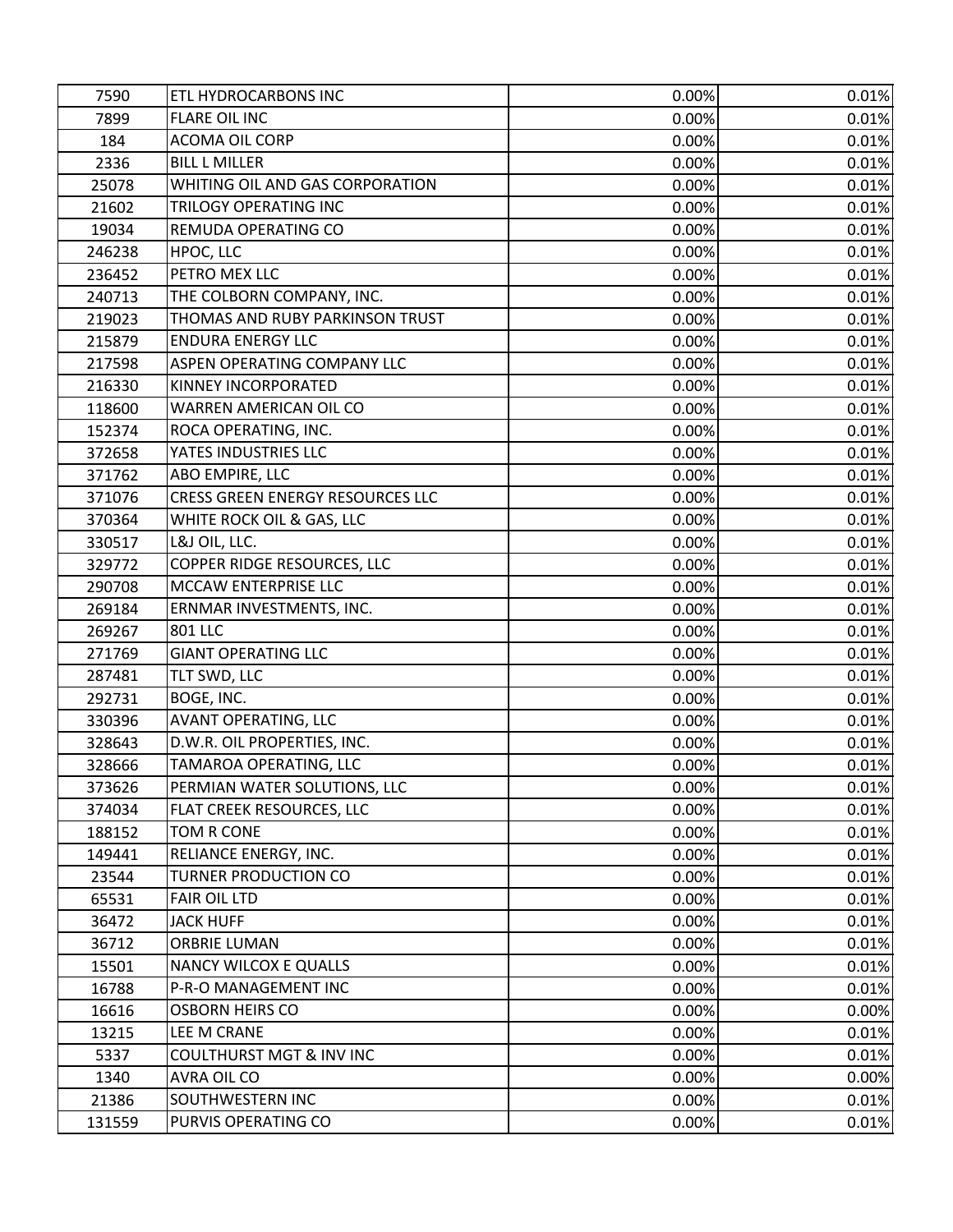| 7590 | ETL HYDROCARBONS INC | 0.00% | 0.01% |
|---|---|---|---|
| 7899 | FLARE OIL INC | 0.00% | 0.01% |
| 184 | ACOMA OIL CORP | 0.00% | 0.01% |
| 2336 | BILL L MILLER | 0.00% | 0.01% |
| 25078 | WHITING OIL AND GAS CORPORATION | 0.00% | 0.01% |
| 21602 | TRILOGY OPERATING INC | 0.00% | 0.01% |
| 19034 | REMUDA OPERATING CO | 0.00% | 0.01% |
| 246238 | HPOC, LLC | 0.00% | 0.01% |
| 236452 | PETRO MEX LLC | 0.00% | 0.01% |
| 240713 | THE COLBORN COMPANY, INC. | 0.00% | 0.01% |
| 219023 | THOMAS AND RUBY PARKINSON TRUST | 0.00% | 0.01% |
| 215879 | ENDURA ENERGY LLC | 0.00% | 0.01% |
| 217598 | ASPEN OPERATING COMPANY LLC | 0.00% | 0.01% |
| 216330 | KINNEY INCORPORATED | 0.00% | 0.01% |
| 118600 | WARREN AMERICAN OIL CO | 0.00% | 0.01% |
| 152374 | ROCA OPERATING, INC. | 0.00% | 0.01% |
| 372658 | YATES INDUSTRIES LLC | 0.00% | 0.01% |
| 371762 | ABO EMPIRE, LLC | 0.00% | 0.01% |
| 371076 | CRESS GREEN ENERGY RESOURCES LLC | 0.00% | 0.01% |
| 370364 | WHITE ROCK OIL & GAS, LLC | 0.00% | 0.01% |
| 330517 | L&J OIL, LLC. | 0.00% | 0.01% |
| 329772 | COPPER RIDGE RESOURCES, LLC | 0.00% | 0.01% |
| 290708 | MCCAW ENTERPRISE LLC | 0.00% | 0.01% |
| 269184 | ERNMAR INVESTMENTS, INC. | 0.00% | 0.01% |
| 269267 | 801 LLC | 0.00% | 0.01% |
| 271769 | GIANT OPERATING LLC | 0.00% | 0.01% |
| 287481 | TLT SWD, LLC | 0.00% | 0.01% |
| 292731 | BOGE, INC. | 0.00% | 0.01% |
| 330396 | AVANT OPERATING, LLC | 0.00% | 0.01% |
| 328643 | D.W.R. OIL PROPERTIES, INC. | 0.00% | 0.01% |
| 328666 | TAMAROA OPERATING, LLC | 0.00% | 0.01% |
| 373626 | PERMIAN WATER SOLUTIONS, LLC | 0.00% | 0.01% |
| 374034 | FLAT CREEK RESOURCES, LLC | 0.00% | 0.01% |
| 188152 | TOM R CONE | 0.00% | 0.01% |
| 149441 | RELIANCE ENERGY, INC. | 0.00% | 0.01% |
| 23544 | TURNER PRODUCTION CO | 0.00% | 0.01% |
| 65531 | FAIR OIL LTD | 0.00% | 0.01% |
| 36472 | JACK HUFF | 0.00% | 0.01% |
| 36712 | ORBRIE LUMAN | 0.00% | 0.01% |
| 15501 | NANCY WILCOX E QUALLS | 0.00% | 0.01% |
| 16788 | P-R-O MANAGEMENT INC | 0.00% | 0.01% |
| 16616 | OSBORN HEIRS CO | 0.00% | 0.00% |
| 13215 | LEE M CRANE | 0.00% | 0.01% |
| 5337 | COULTHURST MGT & INV INC | 0.00% | 0.01% |
| 1340 | AVRA OIL CO | 0.00% | 0.00% |
| 21386 | SOUTHWESTERN INC | 0.00% | 0.01% |
| 131559 | PURVIS OPERATING CO | 0.00% | 0.01% |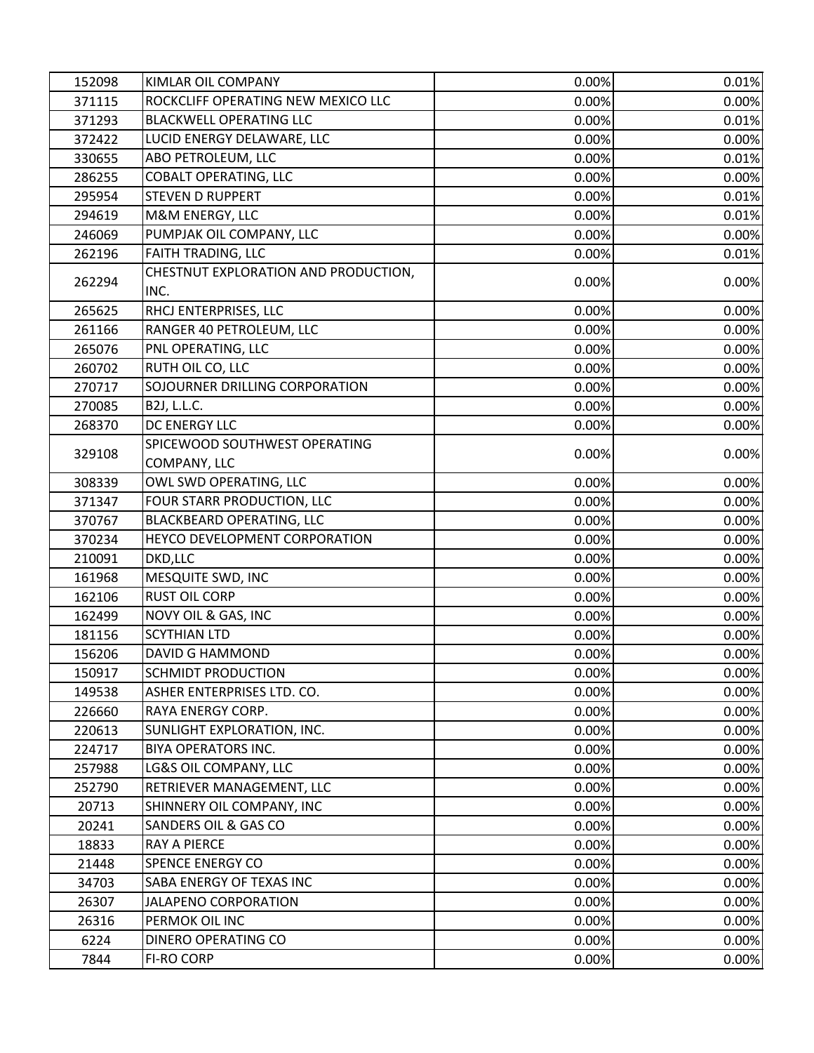| | | | |
|---|---|---|---|
| 152098 | KIMLAR OIL COMPANY | 0.00% | 0.01% |
| 371115 | ROCKCLIFF OPERATING NEW MEXICO LLC | 0.00% | 0.00% |
| 371293 | BLACKWELL OPERATING LLC | 0.00% | 0.01% |
| 372422 | LUCID ENERGY DELAWARE, LLC | 0.00% | 0.00% |
| 330655 | ABO PETROLEUM, LLC | 0.00% | 0.01% |
| 286255 | COBALT OPERATING, LLC | 0.00% | 0.00% |
| 295954 | STEVEN D RUPPERT | 0.00% | 0.01% |
| 294619 | M&M ENERGY, LLC | 0.00% | 0.01% |
| 246069 | PUMPJAK OIL COMPANY, LLC | 0.00% | 0.00% |
| 262196 | FAITH TRADING, LLC | 0.00% | 0.01% |
| 262294 | CHESTNUT EXPLORATION AND PRODUCTION, INC. | 0.00% | 0.00% |
| 265625 | RHCJ ENTERPRISES, LLC | 0.00% | 0.00% |
| 261166 | RANGER 40 PETROLEUM, LLC | 0.00% | 0.00% |
| 265076 | PNL OPERATING, LLC | 0.00% | 0.00% |
| 260702 | RUTH OIL CO, LLC | 0.00% | 0.00% |
| 270717 | SOJOURNER DRILLING CORPORATION | 0.00% | 0.00% |
| 270085 | B2J, L.L.C. | 0.00% | 0.00% |
| 268370 | DC ENERGY LLC | 0.00% | 0.00% |
| 329108 | SPICEWOOD SOUTHWEST OPERATING COMPANY, LLC | 0.00% | 0.00% |
| 308339 | OWL SWD OPERATING, LLC | 0.00% | 0.00% |
| 371347 | FOUR STARR PRODUCTION, LLC | 0.00% | 0.00% |
| 370767 | BLACKBEARD OPERATING, LLC | 0.00% | 0.00% |
| 370234 | HEYCO DEVELOPMENT CORPORATION | 0.00% | 0.00% |
| 210091 | DKD,LLC | 0.00% | 0.00% |
| 161968 | MESQUITE SWD, INC | 0.00% | 0.00% |
| 162106 | RUST OIL CORP | 0.00% | 0.00% |
| 162499 | NOVY OIL & GAS, INC | 0.00% | 0.00% |
| 181156 | SCYTHIAN LTD | 0.00% | 0.00% |
| 156206 | DAVID G HAMMOND | 0.00% | 0.00% |
| 150917 | SCHMIDT PRODUCTION | 0.00% | 0.00% |
| 149538 | ASHER ENTERPRISES LTD. CO. | 0.00% | 0.00% |
| 226660 | RAYA ENERGY CORP. | 0.00% | 0.00% |
| 220613 | SUNLIGHT EXPLORATION, INC. | 0.00% | 0.00% |
| 224717 | BIYA OPERATORS INC. | 0.00% | 0.00% |
| 257988 | LG&S OIL COMPANY, LLC | 0.00% | 0.00% |
| 252790 | RETRIEVER MANAGEMENT, LLC | 0.00% | 0.00% |
| 20713 | SHINNERY OIL COMPANY, INC | 0.00% | 0.00% |
| 20241 | SANDERS OIL & GAS CO | 0.00% | 0.00% |
| 18833 | RAY A PIERCE | 0.00% | 0.00% |
| 21448 | SPENCE ENERGY CO | 0.00% | 0.00% |
| 34703 | SABA ENERGY OF TEXAS INC | 0.00% | 0.00% |
| 26307 | JALAPENO CORPORATION | 0.00% | 0.00% |
| 26316 | PERMOK OIL INC | 0.00% | 0.00% |
| 6224 | DINERO OPERATING CO | 0.00% | 0.00% |
| 7844 | FI-RO CORP | 0.00% | 0.00% |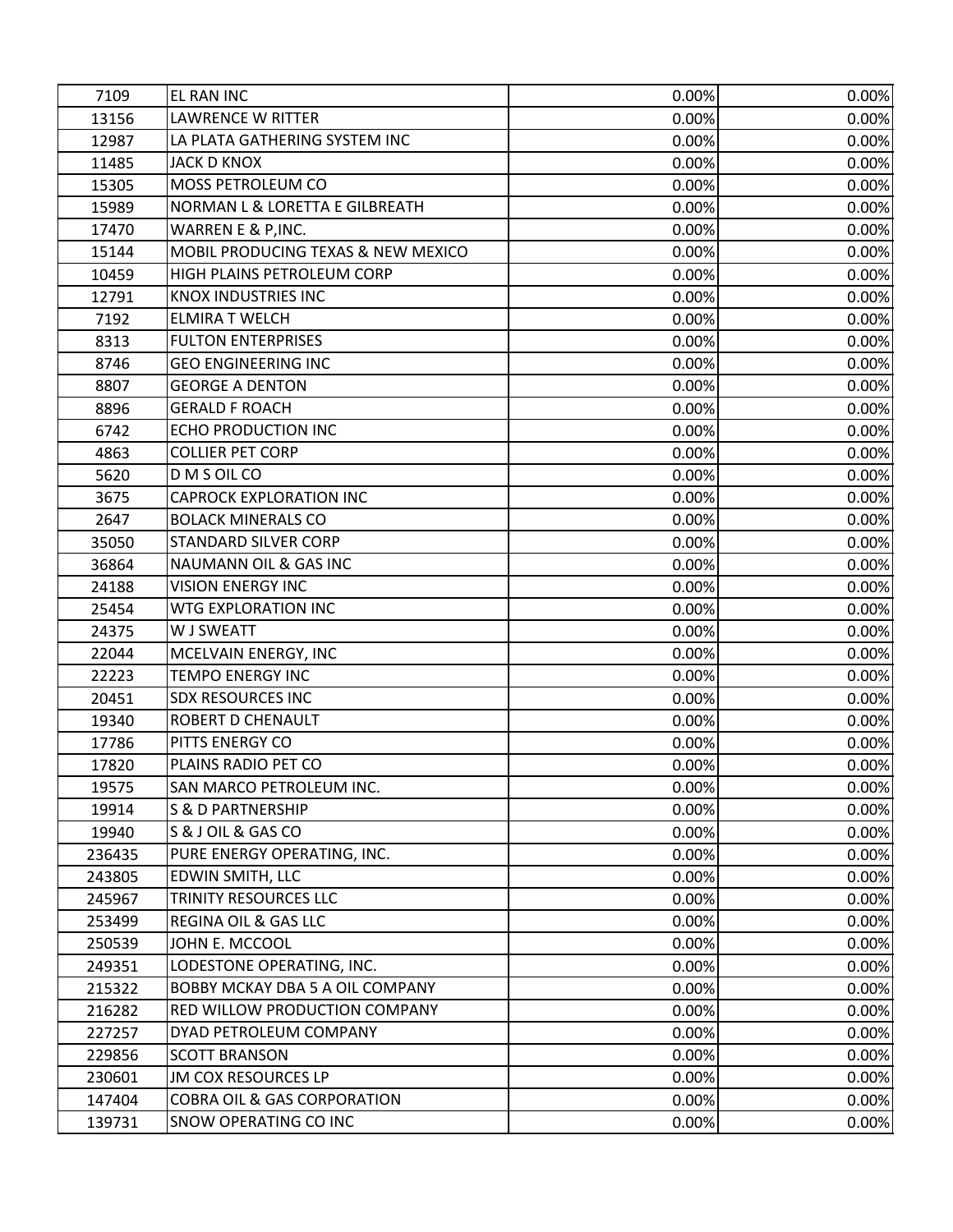| | | | |
|---|---|---|---|
| 7109 | EL RAN INC | 0.00% | 0.00% |
| 13156 | LAWRENCE W RITTER | 0.00% | 0.00% |
| 12987 | LA PLATA GATHERING SYSTEM INC | 0.00% | 0.00% |
| 11485 | JACK D KNOX | 0.00% | 0.00% |
| 15305 | MOSS PETROLEUM CO | 0.00% | 0.00% |
| 15989 | NORMAN L & LORETTA E GILBREATH | 0.00% | 0.00% |
| 17470 | WARREN E & P,INC. | 0.00% | 0.00% |
| 15144 | MOBIL PRODUCING TEXAS & NEW MEXICO | 0.00% | 0.00% |
| 10459 | HIGH PLAINS PETROLEUM CORP | 0.00% | 0.00% |
| 12791 | KNOX INDUSTRIES INC | 0.00% | 0.00% |
| 7192 | ELMIRA T WELCH | 0.00% | 0.00% |
| 8313 | FULTON ENTERPRISES | 0.00% | 0.00% |
| 8746 | GEO ENGINEERING INC | 0.00% | 0.00% |
| 8807 | GEORGE A DENTON | 0.00% | 0.00% |
| 8896 | GERALD F ROACH | 0.00% | 0.00% |
| 6742 | ECHO PRODUCTION INC | 0.00% | 0.00% |
| 4863 | COLLIER PET CORP | 0.00% | 0.00% |
| 5620 | D M S OIL CO | 0.00% | 0.00% |
| 3675 | CAPROCK EXPLORATION INC | 0.00% | 0.00% |
| 2647 | BOLACK MINERALS CO | 0.00% | 0.00% |
| 35050 | STANDARD SILVER CORP | 0.00% | 0.00% |
| 36864 | NAUMANN OIL & GAS INC | 0.00% | 0.00% |
| 24188 | VISION ENERGY INC | 0.00% | 0.00% |
| 25454 | WTG EXPLORATION INC | 0.00% | 0.00% |
| 24375 | W J SWEATT | 0.00% | 0.00% |
| 22044 | MCELVAIN ENERGY, INC | 0.00% | 0.00% |
| 22223 | TEMPO ENERGY INC | 0.00% | 0.00% |
| 20451 | SDX RESOURCES INC | 0.00% | 0.00% |
| 19340 | ROBERT D CHENAULT | 0.00% | 0.00% |
| 17786 | PITTS ENERGY CO | 0.00% | 0.00% |
| 17820 | PLAINS RADIO PET CO | 0.00% | 0.00% |
| 19575 | SAN MARCO PETROLEUM INC. | 0.00% | 0.00% |
| 19914 | S & D PARTNERSHIP | 0.00% | 0.00% |
| 19940 | S & J OIL & GAS CO | 0.00% | 0.00% |
| 236435 | PURE ENERGY OPERATING, INC. | 0.00% | 0.00% |
| 243805 | EDWIN SMITH, LLC | 0.00% | 0.00% |
| 245967 | TRINITY RESOURCES LLC | 0.00% | 0.00% |
| 253499 | REGINA OIL & GAS LLC | 0.00% | 0.00% |
| 250539 | JOHN E. MCCOOL | 0.00% | 0.00% |
| 249351 | LODESTONE OPERATING, INC. | 0.00% | 0.00% |
| 215322 | BOBBY MCKAY DBA 5 A OIL COMPANY | 0.00% | 0.00% |
| 216282 | RED WILLOW PRODUCTION COMPANY | 0.00% | 0.00% |
| 227257 | DYAD PETROLEUM COMPANY | 0.00% | 0.00% |
| 229856 | SCOTT BRANSON | 0.00% | 0.00% |
| 230601 | JM COX RESOURCES LP | 0.00% | 0.00% |
| 147404 | COBRA OIL & GAS CORPORATION | 0.00% | 0.00% |
| 139731 | SNOW OPERATING CO INC | 0.00% | 0.00% |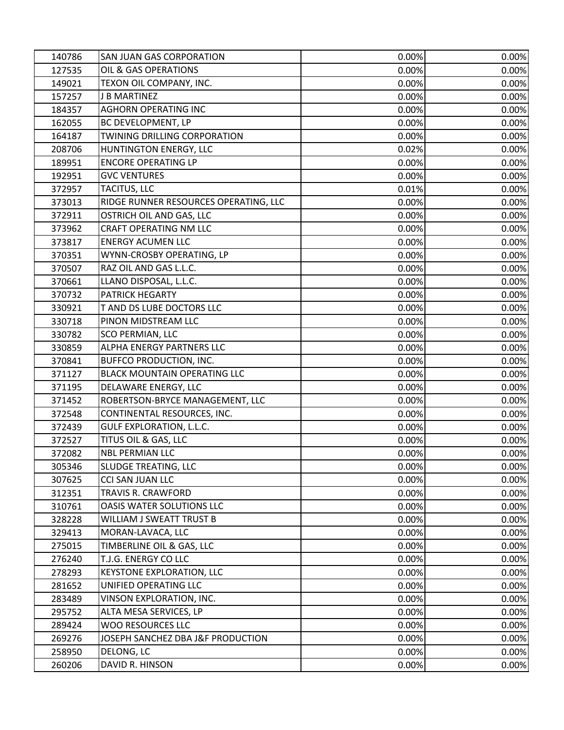| | | | |
|---|---|---|---|
| 140786 | SAN JUAN GAS CORPORATION | 0.00% | 0.00% |
| 127535 | OIL & GAS OPERATIONS | 0.00% | 0.00% |
| 149021 | TEXON OIL COMPANY, INC. | 0.00% | 0.00% |
| 157257 | J B MARTINEZ | 0.00% | 0.00% |
| 184357 | AGHORN OPERATING INC | 0.00% | 0.00% |
| 162055 | BC DEVELOPMENT, LP | 0.00% | 0.00% |
| 164187 | TWINING DRILLING CORPORATION | 0.00% | 0.00% |
| 208706 | HUNTINGTON ENERGY, LLC | 0.02% | 0.00% |
| 189951 | ENCORE OPERATING LP | 0.00% | 0.00% |
| 192951 | GVC VENTURES | 0.00% | 0.00% |
| 372957 | TACITUS, LLC | 0.01% | 0.00% |
| 373013 | RIDGE RUNNER RESOURCES OPERATING, LLC | 0.00% | 0.00% |
| 372911 | OSTRICH OIL AND GAS, LLC | 0.00% | 0.00% |
| 373962 | CRAFT OPERATING NM LLC | 0.00% | 0.00% |
| 373817 | ENERGY ACUMEN LLC | 0.00% | 0.00% |
| 370351 | WYNN-CROSBY OPERATING, LP | 0.00% | 0.00% |
| 370507 | RAZ OIL AND GAS L.L.C. | 0.00% | 0.00% |
| 370661 | LLANO DISPOSAL, L.L.C. | 0.00% | 0.00% |
| 370732 | PATRICK HEGARTY | 0.00% | 0.00% |
| 330921 | T AND DS LUBE DOCTORS LLC | 0.00% | 0.00% |
| 330718 | PINON MIDSTREAM LLC | 0.00% | 0.00% |
| 330782 | SCO PERMIAN, LLC | 0.00% | 0.00% |
| 330859 | ALPHA ENERGY PARTNERS LLC | 0.00% | 0.00% |
| 370841 | BUFFCO PRODUCTION, INC. | 0.00% | 0.00% |
| 371127 | BLACK MOUNTAIN OPERATING LLC | 0.00% | 0.00% |
| 371195 | DELAWARE ENERGY, LLC | 0.00% | 0.00% |
| 371452 | ROBERTSON-BRYCE MANAGEMENT, LLC | 0.00% | 0.00% |
| 372548 | CONTINENTAL RESOURCES, INC. | 0.00% | 0.00% |
| 372439 | GULF EXPLORATION, L.L.C. | 0.00% | 0.00% |
| 372527 | TITUS OIL & GAS, LLC | 0.00% | 0.00% |
| 372082 | NBL PERMIAN LLC | 0.00% | 0.00% |
| 305346 | SLUDGE TREATING, LLC | 0.00% | 0.00% |
| 307625 | CCI SAN JUAN LLC | 0.00% | 0.00% |
| 312351 | TRAVIS R. CRAWFORD | 0.00% | 0.00% |
| 310761 | OASIS WATER SOLUTIONS LLC | 0.00% | 0.00% |
| 328228 | WILLIAM J SWEATT TRUST B | 0.00% | 0.00% |
| 329413 | MORAN-LAVACA, LLC | 0.00% | 0.00% |
| 275015 | TIMBERLINE OIL & GAS, LLC | 0.00% | 0.00% |
| 276240 | T.J.G. ENERGY CO LLC | 0.00% | 0.00% |
| 278293 | KEYSTONE EXPLORATION, LLC | 0.00% | 0.00% |
| 281652 | UNIFIED OPERATING LLC | 0.00% | 0.00% |
| 283489 | VINSON EXPLORATION, INC. | 0.00% | 0.00% |
| 295752 | ALTA MESA SERVICES, LP | 0.00% | 0.00% |
| 289424 | WOO RESOURCES LLC | 0.00% | 0.00% |
| 269276 | JOSEPH SANCHEZ DBA J&F PRODUCTION | 0.00% | 0.00% |
| 258950 | DELONG, LC | 0.00% | 0.00% |
| 260206 | DAVID R. HINSON | 0.00% | 0.00% |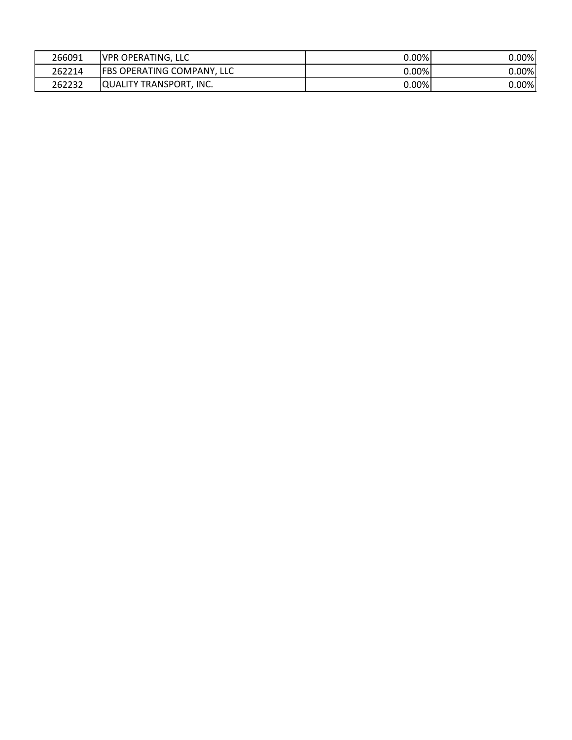| | | | |
|---|---|---|---|
| 266091 | VPR OPERATING, LLC | 0.00% | 0.00% |
| 262214 | FBS OPERATING COMPANY, LLC | 0.00% | 0.00% |
| 262232 | QUALITY TRANSPORT, INC. | 0.00% | 0.00% |